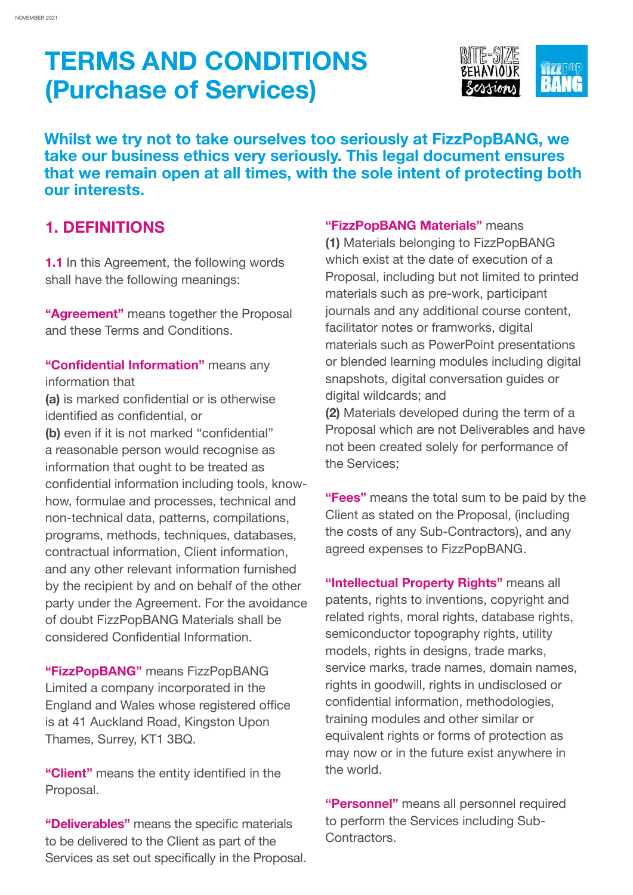NOVEMBER 2021

# TERMS AND CONDITIONS (Purchase of Services)

**Whilst we try not to take ourselves too seriously at FizzPopBANG, we take our business ethics very seriously. This legal document ensures that we remain open at all times, with the sole intent of protecting both our interests.**

## 1. DEFINITIONS

**1.1** In this Agreement, the following words shall have the following meanings:

**"Agreement"** means together the Proposal and these Terms and Conditions.

**"Confidential Information"** means any information that
**(a)** is marked confidential or is otherwise identified as confidential, or
**(b)** even if it is not marked "confidential" a reasonable person would recognise as information that ought to be treated as confidential information including tools, know-how, formulae and processes, technical and non-technical data, patterns, compilations, programs, methods, techniques, databases, contractual information, Client information, and any other relevant information furnished by the recipient by and on behalf of the other party under the Agreement. For the avoidance of doubt FizzPopBANG Materials shall be considered Confidential Information.

**"FizzPopBANG"** means FizzPopBANG Limited a company incorporated in the England and Wales whose registered office is at 41 Auckland Road, Kingston Upon Thames, Surrey, KT1 3BQ.

**"Client"** means the entity identified in the Proposal.

**"Deliverables"** means the specific materials to be delivered to the Client as part of the Services as set out specifically in the Proposal.

**"FizzPopBANG Materials"** means
**(1)** Materials belonging to FizzPopBANG which exist at the date of execution of a Proposal, including but not limited to printed materials such as pre-work, participant journals and any additional course content, facilitator notes or framworks, digital materials such as PowerPoint presentations or blended learning modules including digital snapshots, digital conversation guides or digital wildcards; and
**(2)** Materials developed during the term of a Proposal which are not Deliverables and have not been created solely for performance of the Services;

**"Fees"** means the total sum to be paid by the Client as stated on the Proposal, (including the costs of any Sub-Contractors), and any agreed expenses to FizzPopBANG.

**"Intellectual Property Rights"** means all patents, rights to inventions, copyright and related rights, moral rights, database rights, semiconductor topography rights, utility models, rights in designs, trade marks, service marks, trade names, domain names, rights in goodwill, rights in undisclosed or confidential information, methodologies, training modules and other similar or equivalent rights or forms of protection as may now or in the future exist anywhere in the world.

**"Personnel"** means all personnel required to perform the Services including Sub-Contractors.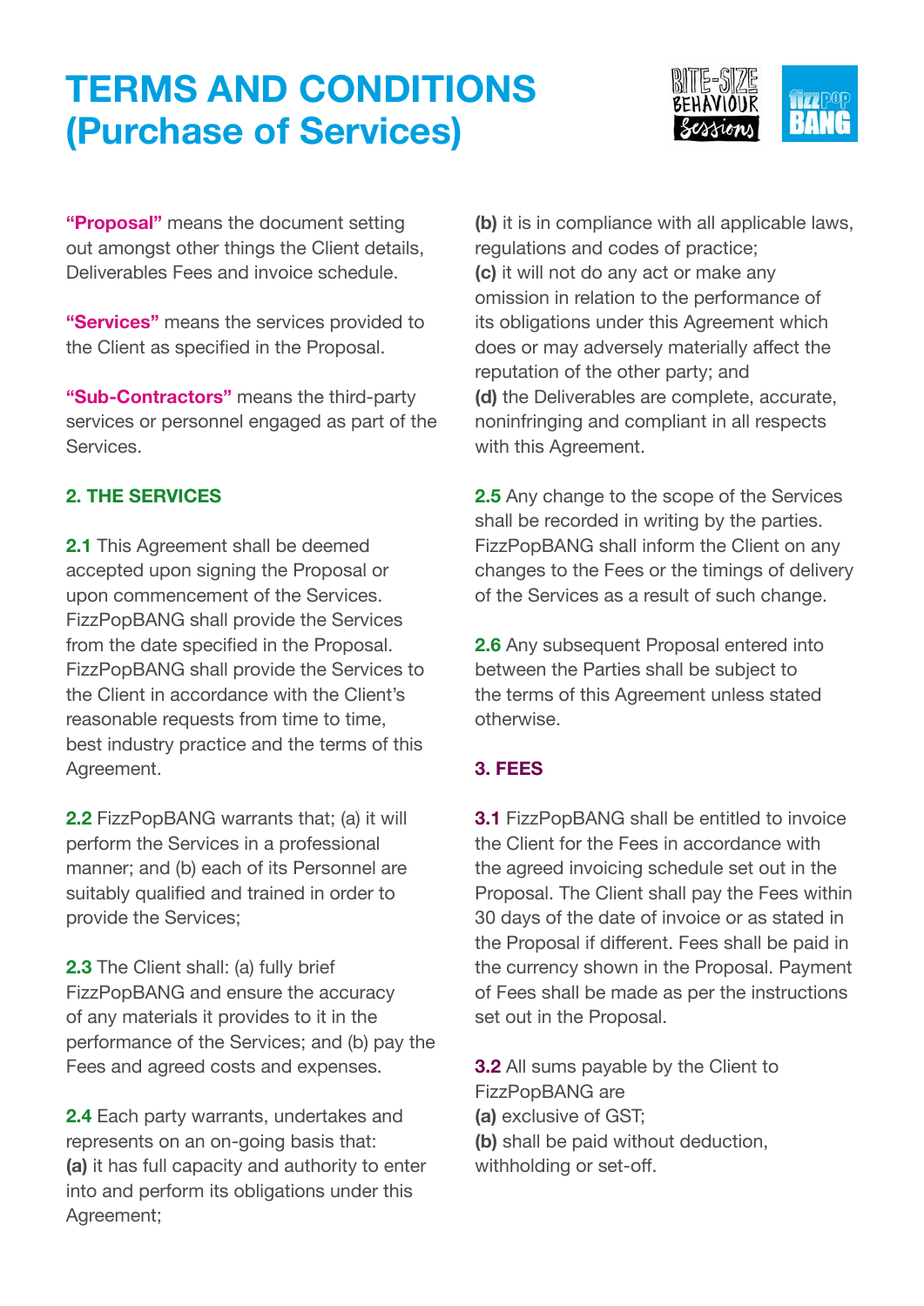# TERMS AND CONDITIONS (Purchase of Services)

**"Proposal"** means the document setting out amongst other things the Client details, Deliverables Fees and invoice schedule.

**"Services"** means the services provided to the Client as specified in the Proposal.

**"Sub-Contractors"** means the third-party services or personnel engaged as part of the Services.

## 2. THE SERVICES

**2.1** This Agreement shall be deemed accepted upon signing the Proposal or upon commencement of the Services. FizzPopBANG shall provide the Services from the date specified in the Proposal. FizzPopBANG shall provide the Services to the Client in accordance with the Client's reasonable requests from time to time, best industry practice and the terms of this Agreement.

**2.2** FizzPopBANG warrants that; (a) it will perform the Services in a professional manner; and (b) each of its Personnel are suitably qualified and trained in order to provide the Services;

**2.3** The Client shall: (a) fully brief FizzPopBANG and ensure the accuracy of any materials it provides to it in the performance of the Services; and (b) pay the Fees and agreed costs and expenses.

**2.4** Each party warrants, undertakes and represents on an on-going basis that:
**(a)** it has full capacity and authority to enter into and perform its obligations under this Agreement;
**(b)** it is in compliance with all applicable laws, regulations and codes of practice;
**(c)** it will not do any act or make any omission in relation to the performance of its obligations under this Agreement which does or may adversely materially affect the reputation of the other party; and
**(d)** the Deliverables are complete, accurate, noninfringing and compliant in all respects with this Agreement.

**2.5** Any change to the scope of the Services shall be recorded in writing by the parties. FizzPopBANG shall inform the Client on any changes to the Fees or the timings of delivery of the Services as a result of such change.

**2.6** Any subsequent Proposal entered into between the Parties shall be subject to the terms of this Agreement unless stated otherwise.

## 3. FEES

**3.1** FizzPopBANG shall be entitled to invoice the Client for the Fees in accordance with the agreed invoicing schedule set out in the Proposal. The Client shall pay the Fees within 30 days of the date of invoice or as stated in the Proposal if different. Fees shall be paid in the currency shown in the Proposal. Payment of Fees shall be made as per the instructions set out in the Proposal.

**3.2** All sums payable by the Client to FizzPopBANG are
**(a)** exclusive of GST;
**(b)** shall be paid without deduction, withholding or set-off.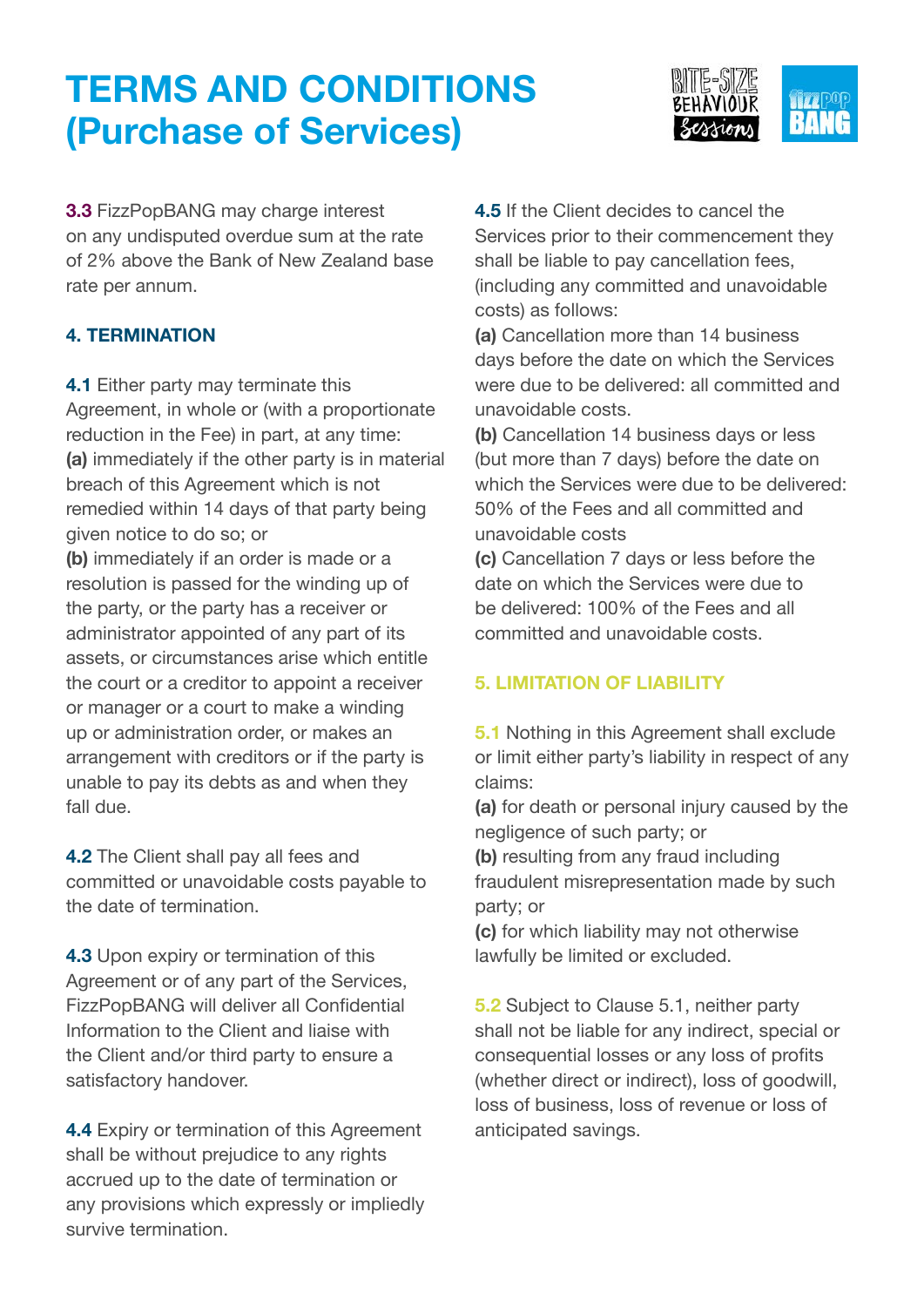# TERMS AND CONDITIONS (Purchase of Services)

**3.3** FizzPopBANG may charge interest on any undisputed overdue sum at the rate of 2% above the Bank of New Zealand base rate per annum.

## 4. TERMINATION

**4.1** Either party may terminate this Agreement, in whole or (with a proportionate reduction in the Fee) in part, at any time:
**(a)** immediately if the other party is in material breach of this Agreement which is not remedied within 14 days of that party being given notice to do so; or
**(b)** immediately if an order is made or a resolution is passed for the winding up of the party, or the party has a receiver or administrator appointed of any part of its assets, or circumstances arise which entitle the court or a creditor to appoint a receiver or manager or a court to make a winding up or administration order, or makes an arrangement with creditors or if the party is unable to pay its debts as and when they fall due.

**4.2** The Client shall pay all fees and committed or unavoidable costs payable to the date of termination.

**4.3** Upon expiry or termination of this Agreement or of any part of the Services, FizzPopBANG will deliver all Confidential Information to the Client and liaise with the Client and/or third party to ensure a satisfactory handover.

**4.4** Expiry or termination of this Agreement shall be without prejudice to any rights accrued up to the date of termination or any provisions which expressly or impliedly survive termination.

**4.5** If the Client decides to cancel the Services prior to their commencement they shall be liable to pay cancellation fees, (including any committed and unavoidable costs) as follows:
**(a)** Cancellation more than 14 business days before the date on which the Services were due to be delivered: all committed and unavoidable costs.
**(b)** Cancellation 14 business days or less (but more than 7 days) before the date on which the Services were due to be delivered: 50% of the Fees and all committed and unavoidable costs
**(c)** Cancellation 7 days or less before the date on which the Services were due to be delivered: 100% of the Fees and all committed and unavoidable costs.

## 5. LIMITATION OF LIABILITY

**5.1** Nothing in this Agreement shall exclude or limit either party's liability in respect of any claims:
**(a)** for death or personal injury caused by the negligence of such party; or
**(b)** resulting from any fraud including fraudulent misrepresentation made by such party; or
**(c)** for which liability may not otherwise lawfully be limited or excluded.

**5.2** Subject to Clause 5.1, neither party shall not be liable for any indirect, special or consequential losses or any loss of profits (whether direct or indirect), loss of goodwill, loss of business, loss of revenue or loss of anticipated savings.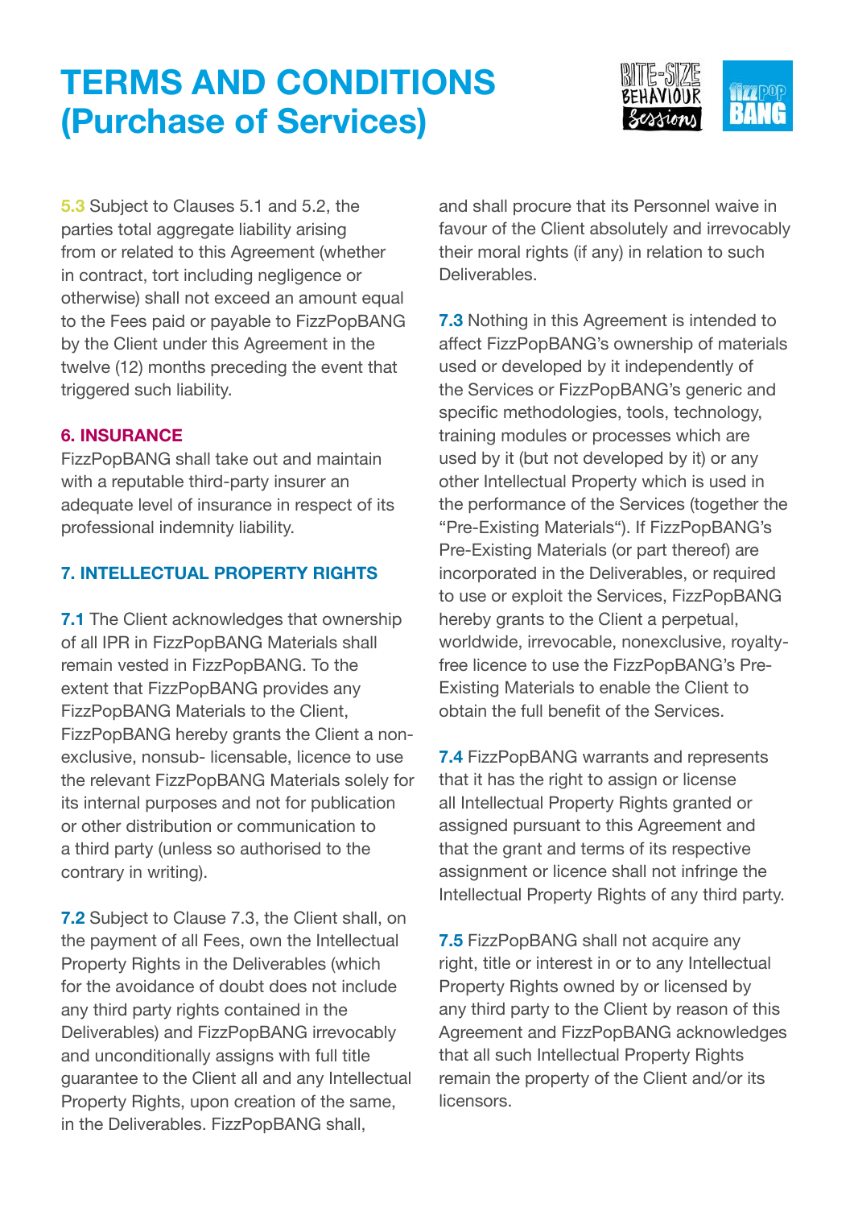# TERMS AND CONDITIONS (Purchase of Services)

**5.3** Subject to Clauses 5.1 and 5.2, the parties total aggregate liability arising from or related to this Agreement (whether in contract, tort including negligence or otherwise) shall not exceed an amount equal to the Fees paid or payable to FizzPopBANG by the Client under this Agreement in the twelve (12) months preceding the event that triggered such liability.

## 6. INSURANCE

FizzPopBANG shall take out and maintain with a reputable third-party insurer an adequate level of insurance in respect of its professional indemnity liability.

## 7. INTELLECTUAL PROPERTY RIGHTS

**7.1** The Client acknowledges that ownership of all IPR in FizzPopBANG Materials shall remain vested in FizzPopBANG. To the extent that FizzPopBANG provides any FizzPopBANG Materials to the Client, FizzPopBANG hereby grants the Client a non-exclusive, nonsub- licensable, licence to use the relevant FizzPopBANG Materials solely for its internal purposes and not for publication or other distribution or communication to a third party (unless so authorised to the contrary in writing).

**7.2** Subject to Clause 7.3, the Client shall, on the payment of all Fees, own the Intellectual Property Rights in the Deliverables (which for the avoidance of doubt does not include any third party rights contained in the Deliverables) and FizzPopBANG irrevocably and unconditionally assigns with full title guarantee to the Client all and any Intellectual Property Rights, upon creation of the same, in the Deliverables. FizzPopBANG shall, and shall procure that its Personnel waive in favour of the Client absolutely and irrevocably their moral rights (if any) in relation to such Deliverables.

**7.3** Nothing in this Agreement is intended to affect FizzPopBANG's ownership of materials used or developed by it independently of the Services or FizzPopBANG's generic and specific methodologies, tools, technology, training modules or processes which are used by it (but not developed by it) or any other Intellectual Property which is used in the performance of the Services (together the "Pre-Existing Materials"). If FizzPopBANG's Pre-Existing Materials (or part thereof) are incorporated in the Deliverables, or required to use or exploit the Services, FizzPopBANG hereby grants to the Client a perpetual, worldwide, irrevocable, nonexclusive, royalty-free licence to use the FizzPopBANG's Pre-Existing Materials to enable the Client to obtain the full benefit of the Services.

**7.4** FizzPopBANG warrants and represents that it has the right to assign or license all Intellectual Property Rights granted or assigned pursuant to this Agreement and that the grant and terms of its respective assignment or licence shall not infringe the Intellectual Property Rights of any third party.

**7.5** FizzPopBANG shall not acquire any right, title or interest in or to any Intellectual Property Rights owned by or licensed by any third party to the Client by reason of this Agreement and FizzPopBANG acknowledges that all such Intellectual Property Rights remain the property of the Client and/or its licensors.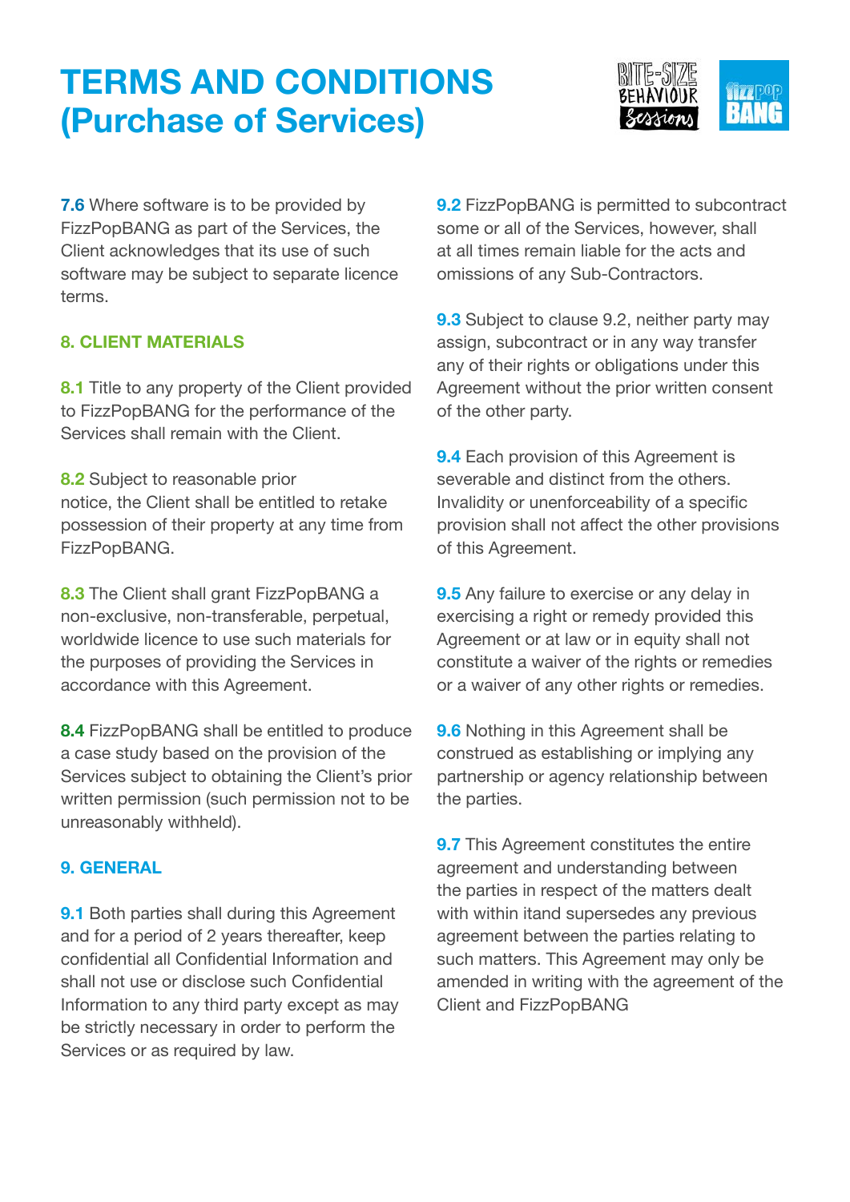# TERMS AND CONDITIONS (Purchase of Services)

**7.6** Where software is to be provided by FizzPopBANG as part of the Services, the Client acknowledges that its use of such software may be subject to separate licence terms.

## 8. CLIENT MATERIALS

**8.1** Title to any property of the Client provided to FizzPopBANG for the performance of the Services shall remain with the Client.

**8.2** Subject to reasonable prior notice, the Client shall be entitled to retake possession of their property at any time from FizzPopBANG.

**8.3** The Client shall grant FizzPopBANG a non-exclusive, non-transferable, perpetual, worldwide licence to use such materials for the purposes of providing the Services in accordance with this Agreement.

**8.4** FizzPopBANG shall be entitled to produce a case study based on the provision of the Services subject to obtaining the Client's prior written permission (such permission not to be unreasonably withheld).

## 9. GENERAL

**9.1** Both parties shall during this Agreement and for a period of 2 years thereafter, keep confidential all Confidential Information and shall not use or disclose such Confidential Information to any third party except as may be strictly necessary in order to perform the Services or as required by law.

**9.2** FizzPopBANG is permitted to subcontract some or all of the Services, however, shall at all times remain liable for the acts and omissions of any Sub-Contractors.

**9.3** Subject to clause 9.2, neither party may assign, subcontract or in any way transfer any of their rights or obligations under this Agreement without the prior written consent of the other party.

**9.4** Each provision of this Agreement is severable and distinct from the others. Invalidity or unenforceability of a specific provision shall not affect the other provisions of this Agreement.

**9.5** Any failure to exercise or any delay in exercising a right or remedy provided this Agreement or at law or in equity shall not constitute a waiver of the rights or remedies or a waiver of any other rights or remedies.

**9.6** Nothing in this Agreement shall be construed as establishing or implying any partnership or agency relationship between the parties.

**9.7** This Agreement constitutes the entire agreement and understanding between the parties in respect of the matters dealt with within itand supersedes any previous agreement between the parties relating to such matters. This Agreement may only be amended in writing with the agreement of the Client and FizzPopBANG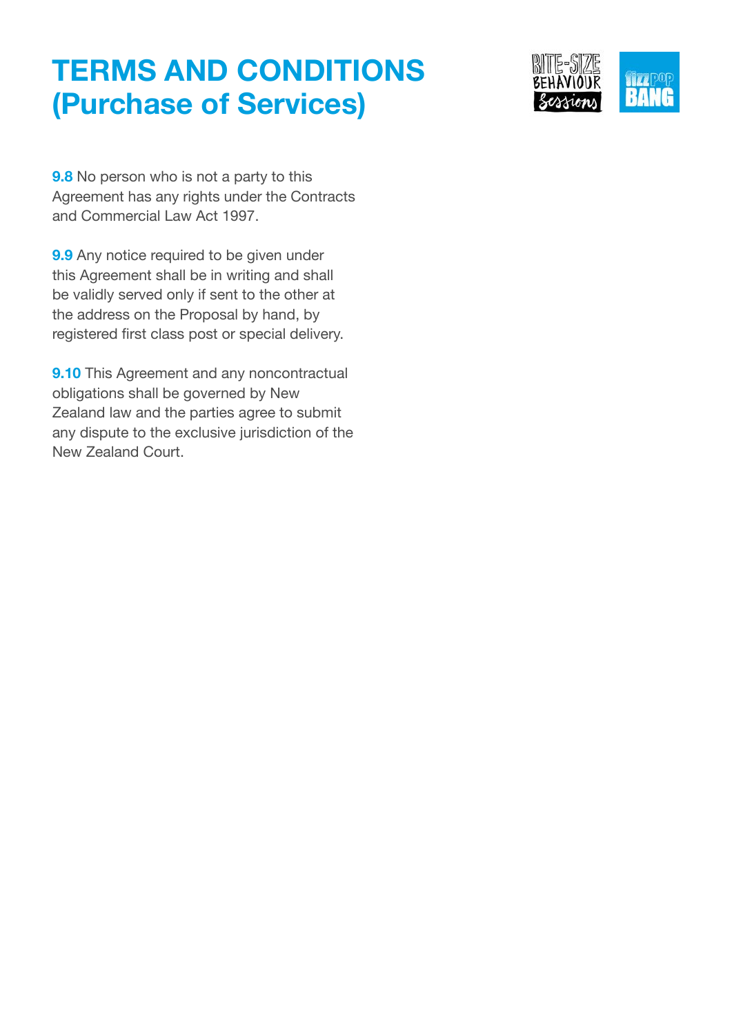# TERMS AND CONDITIONS (Purchase of Services)

**9.8** No person who is not a party to this Agreement has any rights under the Contracts and Commercial Law Act 1997.

**9.9** Any notice required to be given under this Agreement shall be in writing and shall be validly served only if sent to the other at the address on the Proposal by hand, by registered first class post or special delivery.

**9.10** This Agreement and any noncontractual obligations shall be governed by New Zealand law and the parties agree to submit any dispute to the exclusive jurisdiction of the New Zealand Court.